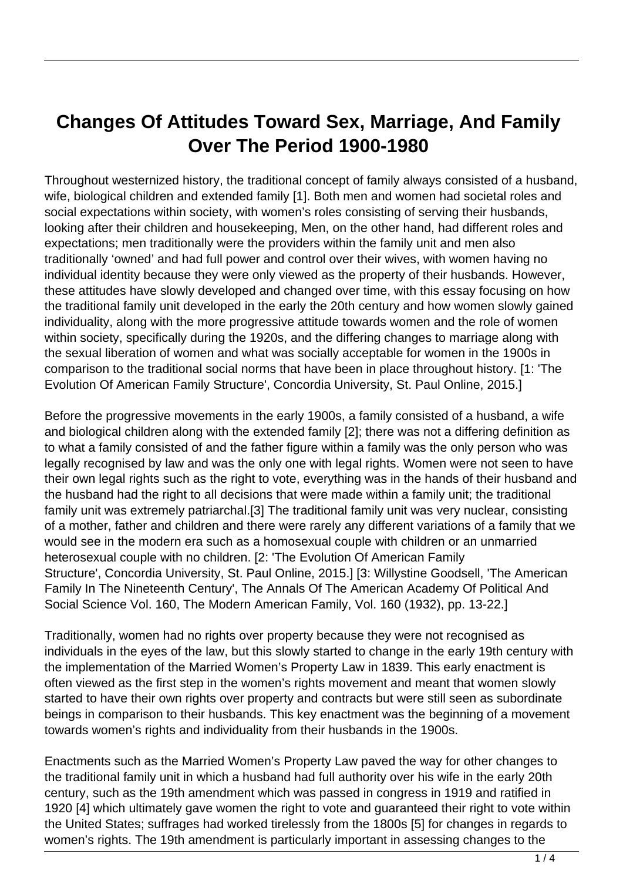# Changes Of Attitudes Toward Sex, Marriage, And Family Over The Period 1900-1980

Throughout westernized history, the traditional concept of family always consisted of a husband, wife, biological children and extended family [1]. Both men and women had societal roles and social expectations within society, with women's roles consisting of serving their husbands, looking after their children and housekeeping, Men, on the other hand, had different roles and expectations; men traditionally were the providers within the family unit and men also traditionally 'owned' and had full power and control over their wives, with women having no individual identity because they were only viewed as the property of their husbands. However, these attitudes have slowly developed and changed over time, with this essay focusing on how the traditional family unit developed in the early the 20th century and how women slowly gained individuality, along with the more progressive attitude towards women and the role of women within society, specifically during the 1920s, and the differing changes to marriage along with the sexual liberation of women and what was socially acceptable for women in the 1900s in comparison to the traditional social norms that have been in place throughout history. [1: 'The Evolution Of American Family Structure', Concordia University, St. Paul Online, 2015.]

Before the progressive movements in the early 1900s, a family consisted of a husband, a wife and biological children along with the extended family [2]; there was not a differing definition as to what a family consisted of and the father figure within a family was the only person who was legally recognised by law and was the only one with legal rights. Women were not seen to have their own legal rights such as the right to vote, everything was in the hands of their husband and the husband had the right to all decisions that were made within a family unit; the traditional family unit was extremely patriarchal.[3] The traditional family unit was very nuclear, consisting of a mother, father and children and there were rarely any different variations of a family that we would see in the modern era such as a homosexual couple with children or an unmarried heterosexual couple with no children. [2: 'The Evolution Of American Family Structure', Concordia University, St. Paul Online, 2015.] [3: Willystine Goodsell, 'The American Family In The Nineteenth Century', The Annals Of The American Academy Of Political And Social Science Vol. 160, The Modern American Family, Vol. 160 (1932), pp. 13-22.]

Traditionally, women had no rights over property because they were not recognised as individuals in the eyes of the law, but this slowly started to change in the early 19th century with the implementation of the Married Women's Property Law in 1839. This early enactment is often viewed as the first step in the women's rights movement and meant that women slowly started to have their own rights over property and contracts but were still seen as subordinate beings in comparison to their husbands. This key enactment was the beginning of a movement towards women's rights and individuality from their husbands in the 1900s.

Enactments such as the Married Women's Property Law paved the way for other changes to the traditional family unit in which a husband had full authority over his wife in the early 20th century, such as the 19th amendment which was passed in congress in 1919 and ratified in 1920 [4] which ultimately gave women the right to vote and guaranteed their right to vote within the United States; suffrages had worked tirelessly from the 1800s [5] for changes in regards to women's rights. The 19th amendment is particularly important in assessing changes to the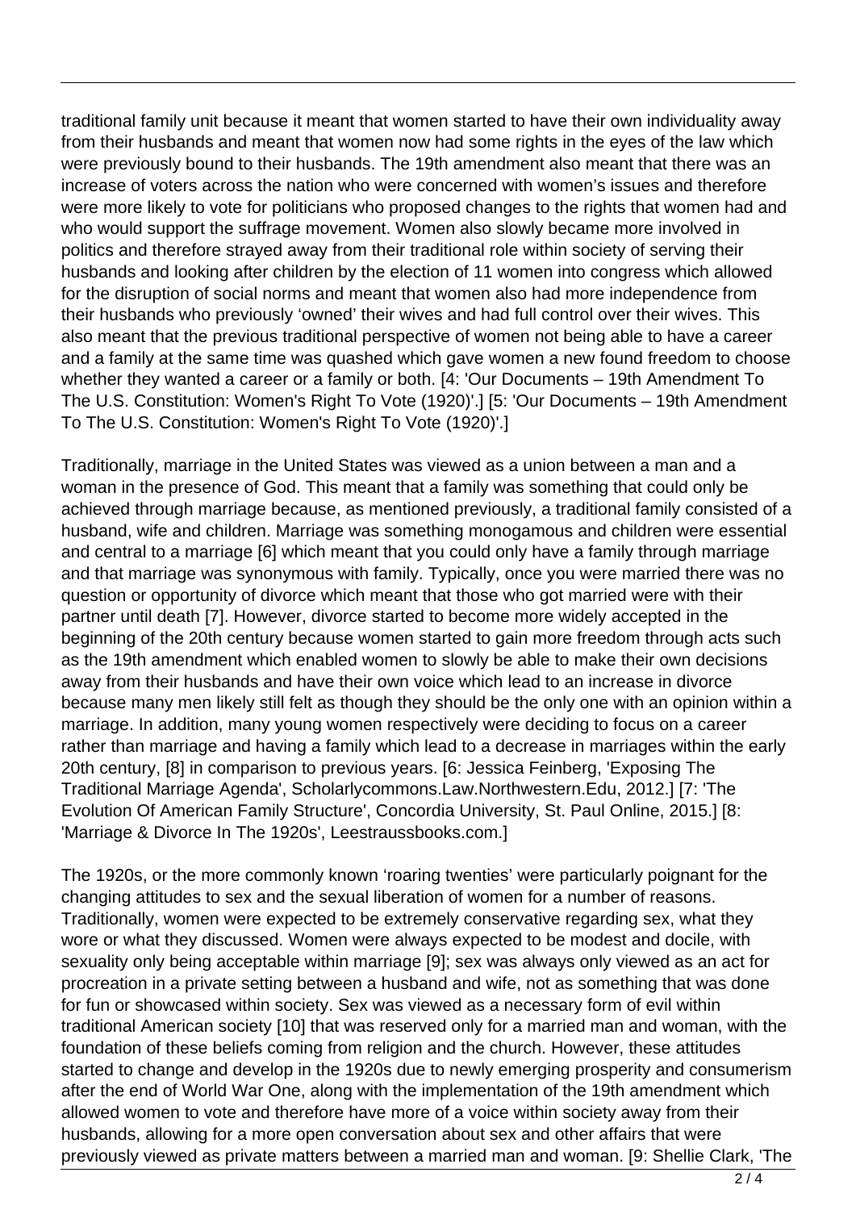traditional family unit because it meant that women started to have their own individuality away from their husbands and meant that women now had some rights in the eyes of the law which were previously bound to their husbands. The 19th amendment also meant that there was an increase of voters across the nation who were concerned with women's issues and therefore were more likely to vote for politicians who proposed changes to the rights that women had and who would support the suffrage movement. Women also slowly became more involved in politics and therefore strayed away from their traditional role within society of serving their husbands and looking after children by the election of 11 women into congress which allowed for the disruption of social norms and meant that women also had more independence from their husbands who previously 'owned' their wives and had full control over their wives. This also meant that the previous traditional perspective of women not being able to have a career and a family at the same time was quashed which gave women a new found freedom to choose whether they wanted a career or a family or both. [4: 'Our Documents – 19th Amendment To The U.S. Constitution: Women's Right To Vote (1920)'.] [5: 'Our Documents – 19th Amendment To The U.S. Constitution: Women's Right To Vote (1920)'.]

Traditionally, marriage in the United States was viewed as a union between a man and a woman in the presence of God. This meant that a family was something that could only be achieved through marriage because, as mentioned previously, a traditional family consisted of a husband, wife and children. Marriage was something monogamous and children were essential and central to a marriage [6] which meant that you could only have a family through marriage and that marriage was synonymous with family. Typically, once you were married there was no question or opportunity of divorce which meant that those who got married were with their partner until death [7]. However, divorce started to become more widely accepted in the beginning of the 20th century because women started to gain more freedom through acts such as the 19th amendment which enabled women to slowly be able to make their own decisions away from their husbands and have their own voice which lead to an increase in divorce because many men likely still felt as though they should be the only one with an opinion within a marriage. In addition, many young women respectively were deciding to focus on a career rather than marriage and having a family which lead to a decrease in marriages within the early 20th century, [8] in comparison to previous years. [6: Jessica Feinberg, 'Exposing The Traditional Marriage Agenda', Scholarlycommons.Law.Northwestern.Edu, 2012.] [7: 'The Evolution Of American Family Structure', Concordia University, St. Paul Online, 2015.] [8: 'Marriage & Divorce In The 1920s', Leestraussbooks.com.]

The 1920s, or the more commonly known 'roaring twenties' were particularly poignant for the changing attitudes to sex and the sexual liberation of women for a number of reasons. Traditionally, women were expected to be extremely conservative regarding sex, what they wore or what they discussed. Women were always expected to be modest and docile, with sexuality only being acceptable within marriage [9]; sex was always only viewed as an act for procreation in a private setting between a husband and wife, not as something that was done for fun or showcased within society. Sex was viewed as a necessary form of evil within traditional American society [10] that was reserved only for a married man and woman, with the foundation of these beliefs coming from religion and the church. However, these attitudes started to change and develop in the 1920s due to newly emerging prosperity and consumerism after the end of World War One, along with the implementation of the 19th amendment which allowed women to vote and therefore have more of a voice within society away from their husbands, allowing for a more open conversation about sex and other affairs that were previously viewed as private matters between a married man and woman. [9: Shellie Clark, 'The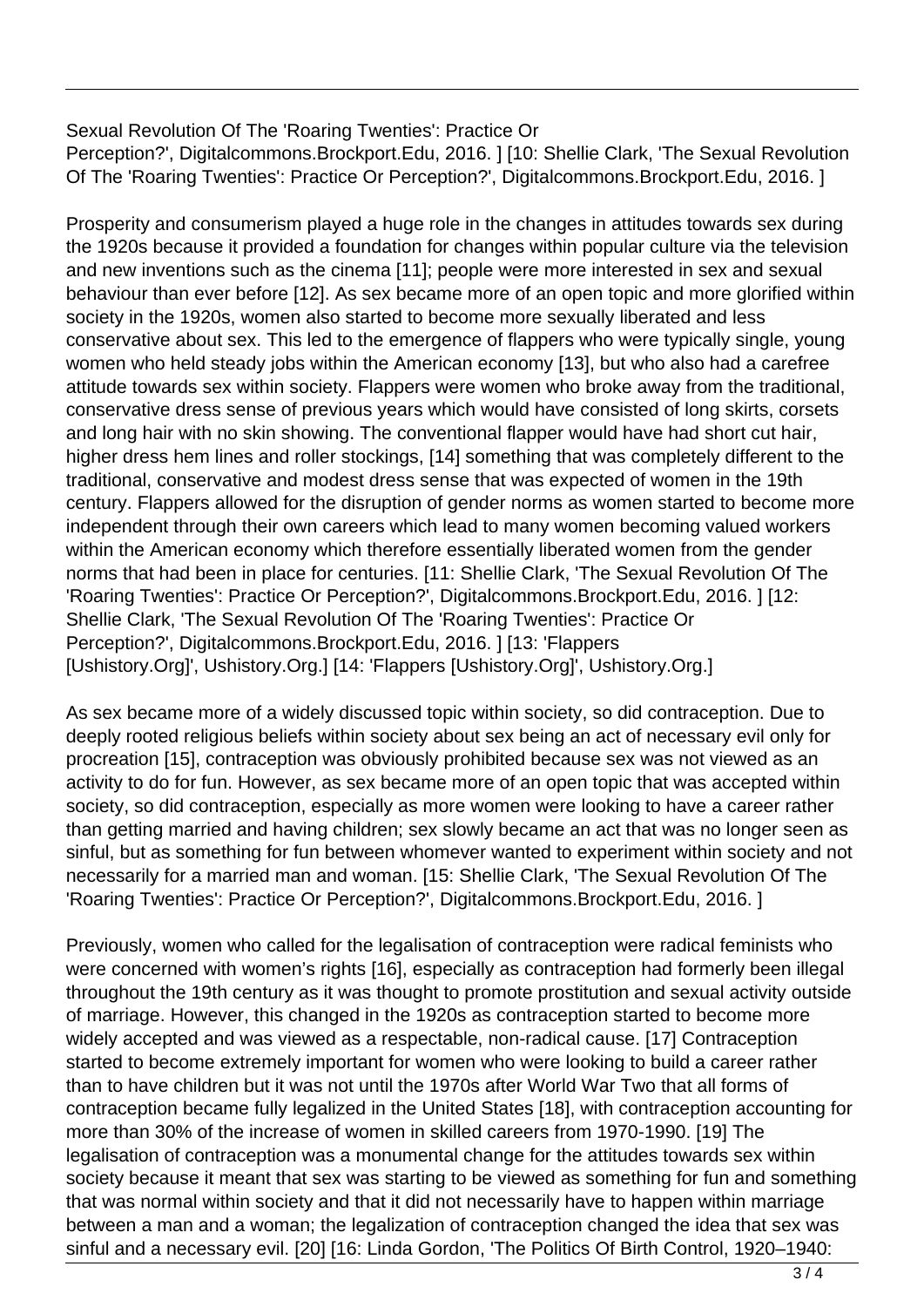Sexual Revolution Of The 'Roaring Twenties': Practice Or Perception?', Digitalcommons.Brockport.Edu, 2016. ] [10: Shellie Clark, 'The Sexual Revolution Of The 'Roaring Twenties': Practice Or Perception?', Digitalcommons.Brockport.Edu, 2016. ]

Prosperity and consumerism played a huge role in the changes in attitudes towards sex during the 1920s because it provided a foundation for changes within popular culture via the television and new inventions such as the cinema [11]; people were more interested in sex and sexual behaviour than ever before [12]. As sex became more of an open topic and more glorified within society in the 1920s, women also started to become more sexually liberated and less conservative about sex. This led to the emergence of flappers who were typically single, young women who held steady jobs within the American economy [13], but who also had a carefree attitude towards sex within society. Flappers were women who broke away from the traditional, conservative dress sense of previous years which would have consisted of long skirts, corsets and long hair with no skin showing. The conventional flapper would have had short cut hair, higher dress hem lines and roller stockings, [14] something that was completely different to the traditional, conservative and modest dress sense that was expected of women in the 19th century. Flappers allowed for the disruption of gender norms as women started to become more independent through their own careers which lead to many women becoming valued workers within the American economy which therefore essentially liberated women from the gender norms that had been in place for centuries. [11: Shellie Clark, 'The Sexual Revolution Of The 'Roaring Twenties': Practice Or Perception?', Digitalcommons.Brockport.Edu, 2016. ] [12: Shellie Clark, 'The Sexual Revolution Of The 'Roaring Twenties': Practice Or Perception?', Digitalcommons.Brockport.Edu, 2016. ] [13: 'Flappers [Ushistory.Org]', Ushistory.Org.] [14: 'Flappers [Ushistory.Org]', Ushistory.Org.]

As sex became more of a widely discussed topic within society, so did contraception. Due to deeply rooted religious beliefs within society about sex being an act of necessary evil only for procreation [15], contraception was obviously prohibited because sex was not viewed as an activity to do for fun. However, as sex became more of an open topic that was accepted within society, so did contraception, especially as more women were looking to have a career rather than getting married and having children; sex slowly became an act that was no longer seen as sinful, but as something for fun between whomever wanted to experiment within society and not necessarily for a married man and woman. [15: Shellie Clark, 'The Sexual Revolution Of The 'Roaring Twenties': Practice Or Perception?', Digitalcommons.Brockport.Edu, 2016. ]

Previously, women who called for the legalisation of contraception were radical feminists who were concerned with women's rights [16], especially as contraception had formerly been illegal throughout the 19th century as it was thought to promote prostitution and sexual activity outside of marriage. However, this changed in the 1920s as contraception started to become more widely accepted and was viewed as a respectable, non-radical cause. [17] Contraception started to become extremely important for women who were looking to build a career rather than to have children but it was not until the 1970s after World War Two that all forms of contraception became fully legalized in the United States [18], with contraception accounting for more than 30% of the increase of women in skilled careers from 1970-1990. [19] The legalisation of contraception was a monumental change for the attitudes towards sex within society because it meant that sex was starting to be viewed as something for fun and something that was normal within society and that it did not necessarily have to happen within marriage between a man and a woman; the legalization of contraception changed the idea that sex was sinful and a necessary evil. [20] [16: Linda Gordon, 'The Politics Of Birth Control, 1920–1940: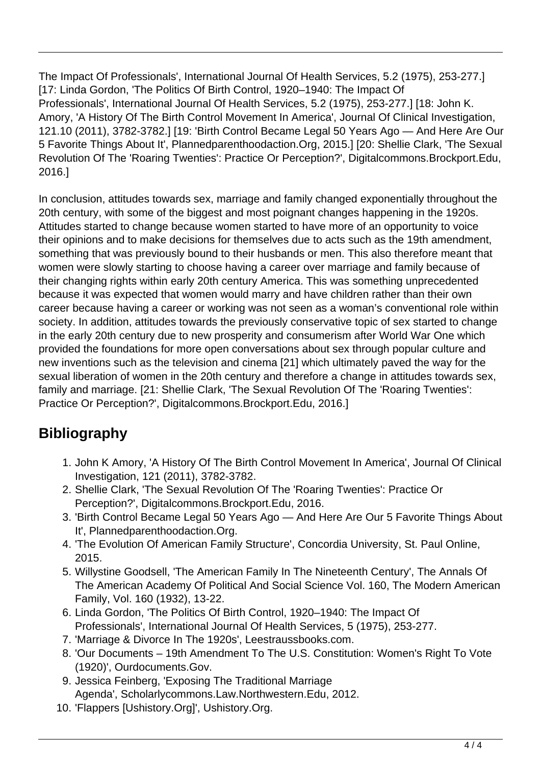The Impact Of Professionals', International Journal Of Health Services, 5.2 (1975), 253-277.] [17: Linda Gordon, 'The Politics Of Birth Control, 1920–1940: The Impact Of Professionals', International Journal Of Health Services, 5.2 (1975), 253-277.] [18: John K. Amory, 'A History Of The Birth Control Movement In America', Journal Of Clinical Investigation, 121.10 (2011), 3782-3782.] [19: 'Birth Control Became Legal 50 Years Ago — And Here Are Our 5 Favorite Things About It', Plannedparenthoodaction.Org, 2015.] [20: Shellie Clark, 'The Sexual Revolution Of The 'Roaring Twenties': Practice Or Perception?', Digitalcommons.Brockport.Edu, 2016.]

In conclusion, attitudes towards sex, marriage and family changed exponentially throughout the 20th century, with some of the biggest and most poignant changes happening in the 1920s. Attitudes started to change because women started to have more of an opportunity to voice their opinions and to make decisions for themselves due to acts such as the 19th amendment, something that was previously bound to their husbands or men. This also therefore meant that women were slowly starting to choose having a career over marriage and family because of their changing rights within early 20th century America. This was something unprecedented because it was expected that women would marry and have children rather than their own career because having a career or working was not seen as a woman's conventional role within society. In addition, attitudes towards the previously conservative topic of sex started to change in the early 20th century due to new prosperity and consumerism after World War One which provided the foundations for more open conversations about sex through popular culture and new inventions such as the television and cinema [21] which ultimately paved the way for the sexual liberation of women in the 20th century and therefore a change in attitudes towards sex, family and marriage. [21: Shellie Clark, 'The Sexual Revolution Of The 'Roaring Twenties': Practice Or Perception?', Digitalcommons.Brockport.Edu, 2016.]

## Bibliography

1. John K Amory, 'A History Of The Birth Control Movement In America', Journal Of Clinical Investigation, 121 (2011), 3782-3782.
2. Shellie Clark, 'The Sexual Revolution Of The 'Roaring Twenties': Practice Or Perception?', Digitalcommons.Brockport.Edu, 2016.
3. 'Birth Control Became Legal 50 Years Ago — And Here Are Our 5 Favorite Things About It', Plannedparenthoodaction.Org.
4. 'The Evolution Of American Family Structure', Concordia University, St. Paul Online, 2015.
5. Willystine Goodsell, 'The American Family In The Nineteenth Century', The Annals Of The American Academy Of Political And Social Science Vol. 160, The Modern American Family, Vol. 160 (1932), 13-22.
6. Linda Gordon, 'The Politics Of Birth Control, 1920–1940: The Impact Of Professionals', International Journal Of Health Services, 5 (1975), 253-277.
7. 'Marriage & Divorce In The 1920s', Leestraussbooks.com.
8. 'Our Documents – 19th Amendment To The U.S. Constitution: Women's Right To Vote (1920)', Ourdocuments.Gov.
9. Jessica Feinberg, 'Exposing The Traditional Marriage Agenda', Scholarlycommons.Law.Northwestern.Edu, 2012.
10. 'Flappers [Ushistory.Org]', Ushistory.Org.